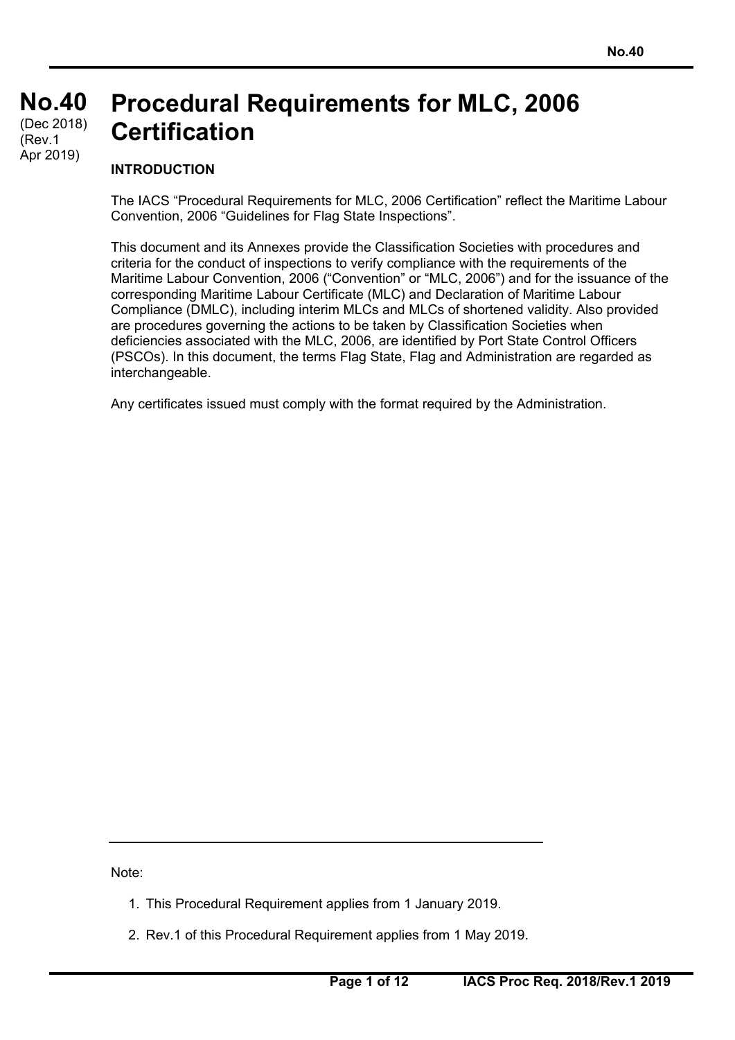**No.40**
(Dec 2018)
(Rev.1
Apr 2019)

# Procedural Requirements for MLC, 2006 Certification

## INTRODUCTION

The IACS "Procedural Requirements for MLC, 2006 Certification" reflect the Maritime Labour Convention, 2006 "Guidelines for Flag State Inspections".

This document and its Annexes provide the Classification Societies with procedures and criteria for the conduct of inspections to verify compliance with the requirements of the Maritime Labour Convention, 2006 ("Convention" or "MLC, 2006") and for the issuance of the corresponding Maritime Labour Certificate (MLC) and Declaration of Maritime Labour Compliance (DMLC), including interim MLCs and MLCs of shortened validity. Also provided are procedures governing the actions to be taken by Classification Societies when deficiencies associated with the MLC, 2006, are identified by Port State Control Officers (PSCOs). In this document, the terms Flag State, Flag and Administration are regarded as interchangeable.

Any certificates issued must comply with the format required by the Administration.

---

Note:

1. This Procedural Requirement applies from 1 January 2019.
2. Rev.1 of this Procedural Requirement applies from 1 May 2019.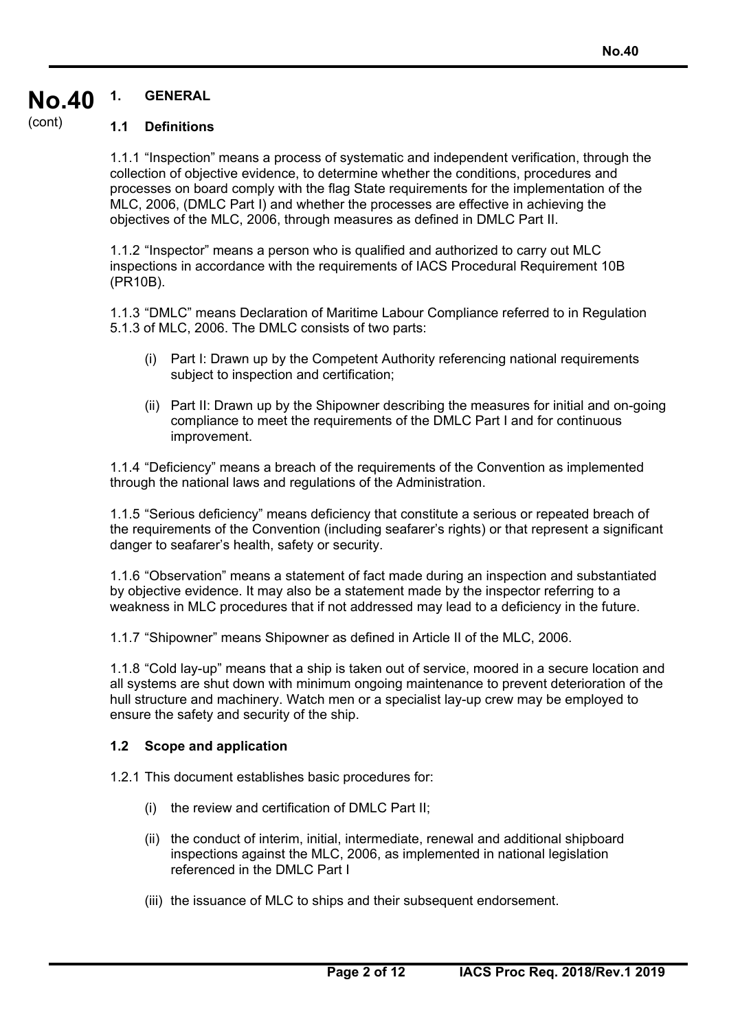## 1. GENERAL

### 1.1 Definitions

1.1.1 "Inspection" means a process of systematic and independent verification, through the collection of objective evidence, to determine whether the conditions, procedures and processes on board comply with the flag State requirements for the implementation of the MLC, 2006, (DMLC Part I) and whether the processes are effective in achieving the objectives of the MLC, 2006, through measures as defined in DMLC Part II.

1.1.2 "Inspector" means a person who is qualified and authorized to carry out MLC inspections in accordance with the requirements of IACS Procedural Requirement 10B (PR10B).

1.1.3 "DMLC" means Declaration of Maritime Labour Compliance referred to in Regulation 5.1.3 of MLC, 2006. The DMLC consists of two parts:

- (i) Part I: Drawn up by the Competent Authority referencing national requirements subject to inspection and certification;
- (ii) Part II: Drawn up by the Shipowner describing the measures for initial and on-going compliance to meet the requirements of the DMLC Part I and for continuous improvement.

1.1.4 "Deficiency" means a breach of the requirements of the Convention as implemented through the national laws and regulations of the Administration.

1.1.5 "Serious deficiency" means deficiency that constitute a serious or repeated breach of the requirements of the Convention (including seafarer's rights) or that represent a significant danger to seafarer's health, safety or security.

1.1.6 "Observation" means a statement of fact made during an inspection and substantiated by objective evidence. It may also be a statement made by the inspector referring to a weakness in MLC procedures that if not addressed may lead to a deficiency in the future.

1.1.7 "Shipowner" means Shipowner as defined in Article II of the MLC, 2006.

1.1.8 "Cold lay-up" means that a ship is taken out of service, moored in a secure location and all systems are shut down with minimum ongoing maintenance to prevent deterioration of the hull structure and machinery. Watch men or a specialist lay-up crew may be employed to ensure the safety and security of the ship.

### 1.2 Scope and application

1.2.1 This document establishes basic procedures for:

- (i) the review and certification of DMLC Part II;
- (ii) the conduct of interim, initial, intermediate, renewal and additional shipboard inspections against the MLC, 2006, as implemented in national legislation referenced in the DMLC Part I
- (iii) the issuance of MLC to ships and their subsequent endorsement.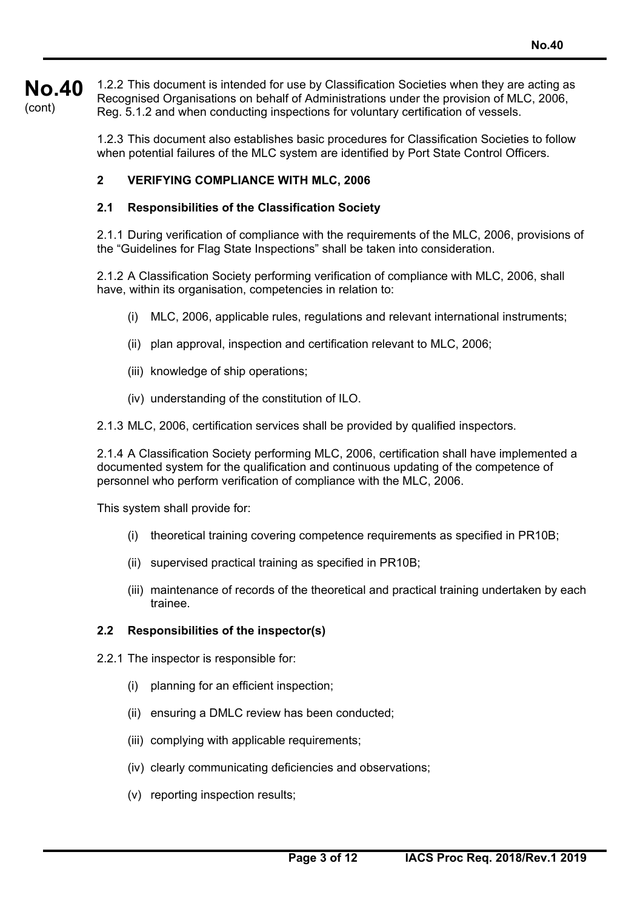1.2.2 This document is intended for use by Classification Societies when they are acting as Recognised Organisations on behalf of Administrations under the provision of MLC, 2006, Reg. 5.1.2 and when conducting inspections for voluntary certification of vessels.

1.2.3 This document also establishes basic procedures for Classification Societies to follow when potential failures of the MLC system are identified by Port State Control Officers.

## 2 VERIFYING COMPLIANCE WITH MLC, 2006

### 2.1 Responsibilities of the Classification Society

2.1.1 During verification of compliance with the requirements of the MLC, 2006, provisions of the "Guidelines for Flag State Inspections" shall be taken into consideration.

2.1.2 A Classification Society performing verification of compliance with MLC, 2006, shall have, within its organisation, competencies in relation to:

- (i) MLC, 2006, applicable rules, regulations and relevant international instruments;
- (ii) plan approval, inspection and certification relevant to MLC, 2006;
- (iii) knowledge of ship operations;
- (iv) understanding of the constitution of ILO.

2.1.3 MLC, 2006, certification services shall be provided by qualified inspectors.

2.1.4 A Classification Society performing MLC, 2006, certification shall have implemented a documented system for the qualification and continuous updating of the competence of personnel who perform verification of compliance with the MLC, 2006.

This system shall provide for:

- (i) theoretical training covering competence requirements as specified in PR10B;
- (ii) supervised practical training as specified in PR10B;
- (iii) maintenance of records of the theoretical and practical training undertaken by each trainee.

### 2.2 Responsibilities of the inspector(s)

2.2.1 The inspector is responsible for:

- (i) planning for an efficient inspection;
- (ii) ensuring a DMLC review has been conducted;
- (iii) complying with applicable requirements;
- (iv) clearly communicating deficiencies and observations;
- (v) reporting inspection results;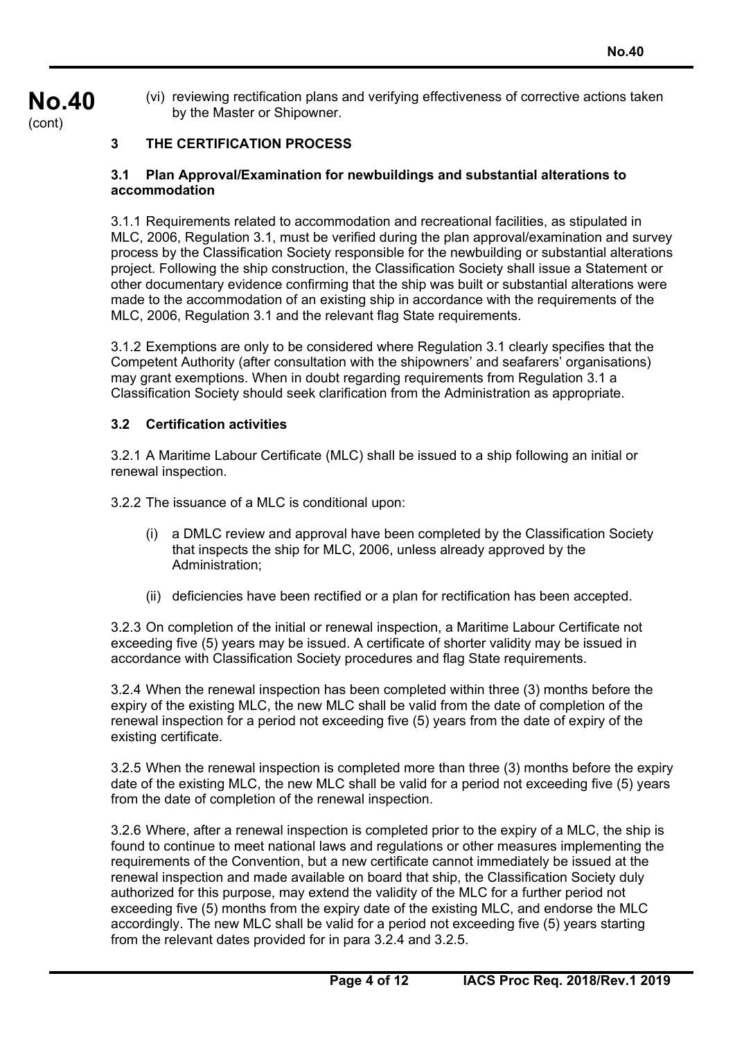(vi) reviewing rectification plans and verifying effectiveness of corrective actions taken by the Master or Shipowner.

## 3 THE CERTIFICATION PROCESS

### 3.1 Plan Approval/Examination for newbuildings and substantial alterations to accommodation

3.1.1 Requirements related to accommodation and recreational facilities, as stipulated in MLC, 2006, Regulation 3.1, must be verified during the plan approval/examination and survey process by the Classification Society responsible for the newbuilding or substantial alterations project. Following the ship construction, the Classification Society shall issue a Statement or other documentary evidence confirming that the ship was built or substantial alterations were made to the accommodation of an existing ship in accordance with the requirements of the MLC, 2006, Regulation 3.1 and the relevant flag State requirements.

3.1.2 Exemptions are only to be considered where Regulation 3.1 clearly specifies that the Competent Authority (after consultation with the shipowners' and seafarers' organisations) may grant exemptions. When in doubt regarding requirements from Regulation 3.1 a Classification Society should seek clarification from the Administration as appropriate.

### 3.2 Certification activities

3.2.1 A Maritime Labour Certificate (MLC) shall be issued to a ship following an initial or renewal inspection.

3.2.2 The issuance of a MLC is conditional upon:

(i) a DMLC review and approval have been completed by the Classification Society that inspects the ship for MLC, 2006, unless already approved by the Administration;

(ii) deficiencies have been rectified or a plan for rectification has been accepted.

3.2.3 On completion of the initial or renewal inspection, a Maritime Labour Certificate not exceeding five (5) years may be issued. A certificate of shorter validity may be issued in accordance with Classification Society procedures and flag State requirements.

3.2.4 When the renewal inspection has been completed within three (3) months before the expiry of the existing MLC, the new MLC shall be valid from the date of completion of the renewal inspection for a period not exceeding five (5) years from the date of expiry of the existing certificate.

3.2.5 When the renewal inspection is completed more than three (3) months before the expiry date of the existing MLC, the new MLC shall be valid for a period not exceeding five (5) years from the date of completion of the renewal inspection.

3.2.6 Where, after a renewal inspection is completed prior to the expiry of a MLC, the ship is found to continue to meet national laws and regulations or other measures implementing the requirements of the Convention, but a new certificate cannot immediately be issued at the renewal inspection and made available on board that ship, the Classification Society duly authorized for this purpose, may extend the validity of the MLC for a further period not exceeding five (5) months from the expiry date of the existing MLC, and endorse the MLC accordingly. The new MLC shall be valid for a period not exceeding five (5) years starting from the relevant dates provided for in para 3.2.4 and 3.2.5.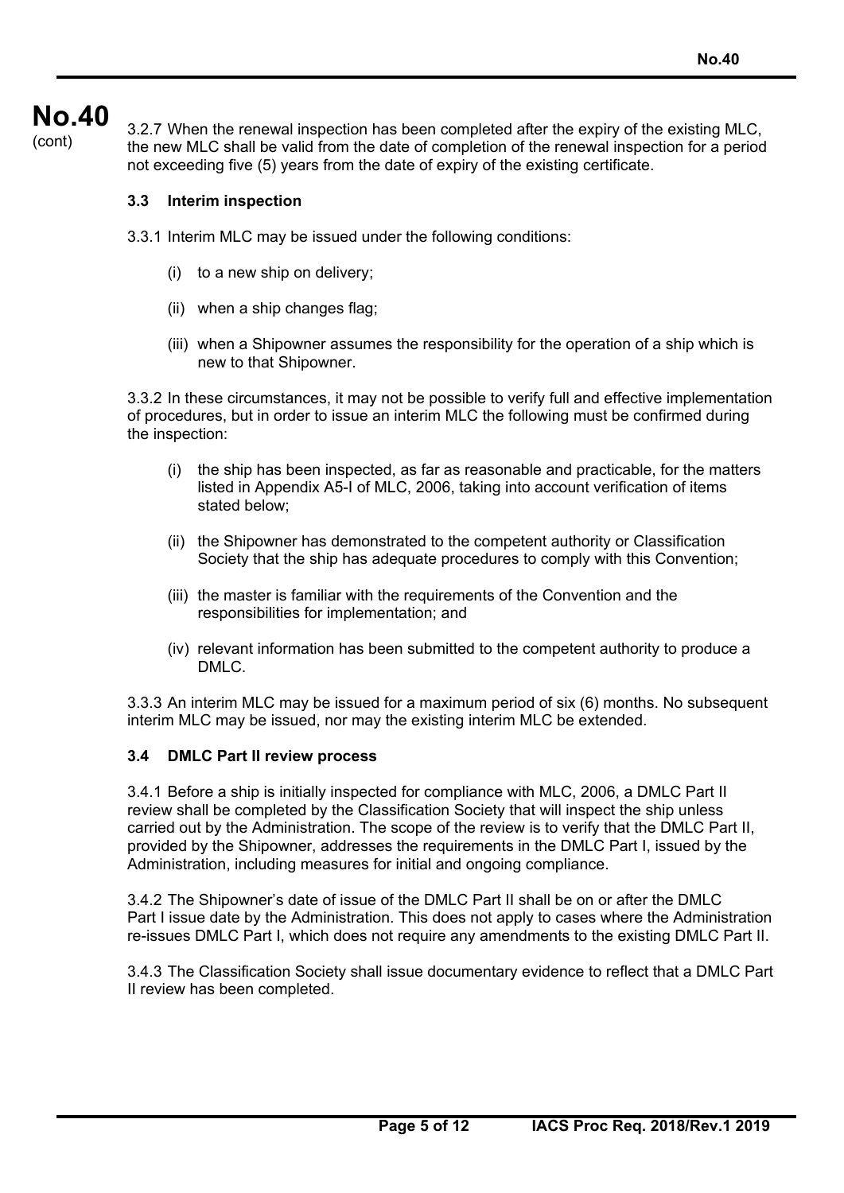3.2.7 When the renewal inspection has been completed after the expiry of the existing MLC, the new MLC shall be valid from the date of completion of the renewal inspection for a period not exceeding five (5) years from the date of expiry of the existing certificate.

### 3.3 Interim inspection

3.3.1 Interim MLC may be issued under the following conditions:

(i) to a new ship on delivery;

(ii) when a ship changes flag;

(iii) when a Shipowner assumes the responsibility for the operation of a ship which is new to that Shipowner.

3.3.2 In these circumstances, it may not be possible to verify full and effective implementation of procedures, but in order to issue an interim MLC the following must be confirmed during the inspection:

(i) the ship has been inspected, as far as reasonable and practicable, for the matters listed in Appendix A5-I of MLC, 2006, taking into account verification of items stated below;

(ii) the Shipowner has demonstrated to the competent authority or Classification Society that the ship has adequate procedures to comply with this Convention;

(iii) the master is familiar with the requirements of the Convention and the responsibilities for implementation; and

(iv) relevant information has been submitted to the competent authority to produce a DMLC.

3.3.3 An interim MLC may be issued for a maximum period of six (6) months. No subsequent interim MLC may be issued, nor may the existing interim MLC be extended.

### 3.4 DMLC Part II review process

3.4.1 Before a ship is initially inspected for compliance with MLC, 2006, a DMLC Part II review shall be completed by the Classification Society that will inspect the ship unless carried out by the Administration. The scope of the review is to verify that the DMLC Part II, provided by the Shipowner, addresses the requirements in the DMLC Part I, issued by the Administration, including measures for initial and ongoing compliance.

3.4.2 The Shipowner's date of issue of the DMLC Part II shall be on or after the DMLC Part I issue date by the Administration. This does not apply to cases where the Administration re-issues DMLC Part I, which does not require any amendments to the existing DMLC Part II.

3.4.3 The Classification Society shall issue documentary evidence to reflect that a DMLC Part II review has been completed.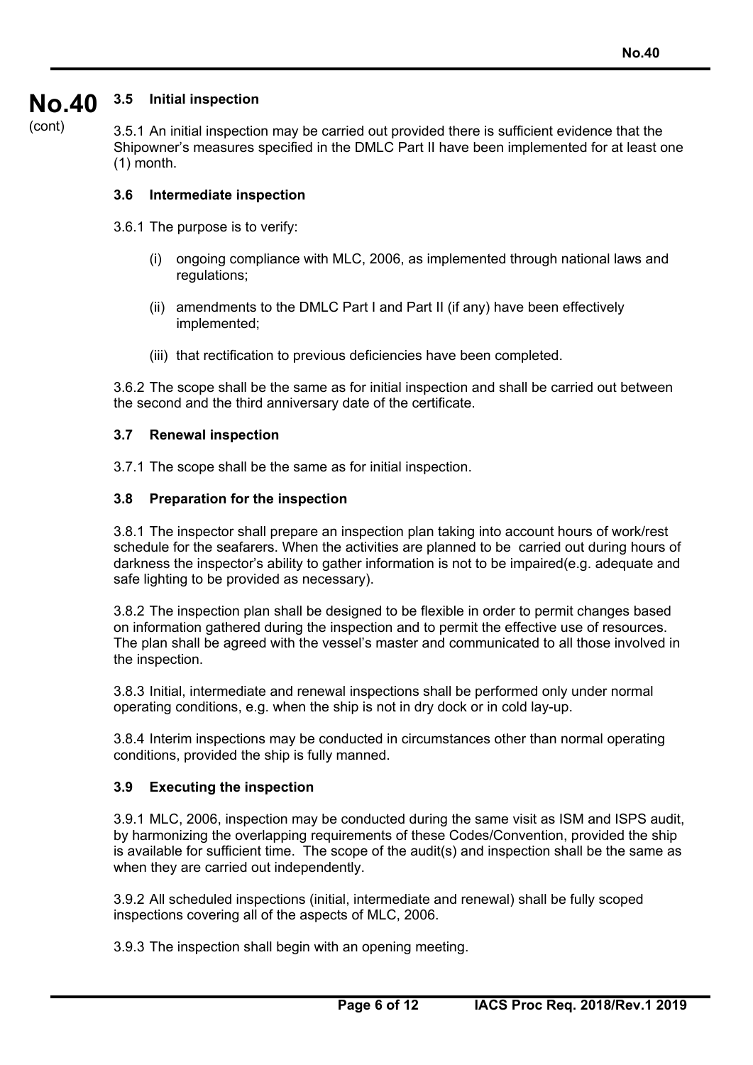### 3.5 Initial inspection

3.5.1 An initial inspection may be carried out provided there is sufficient evidence that the Shipowner's measures specified in the DMLC Part II have been implemented for at least one (1) month.

### 3.6 Intermediate inspection

3.6.1 The purpose is to verify:

(i) ongoing compliance with MLC, 2006, as implemented through national laws and regulations;

(ii) amendments to the DMLC Part I and Part II (if any) have been effectively implemented;

(iii) that rectification to previous deficiencies have been completed.

3.6.2 The scope shall be the same as for initial inspection and shall be carried out between the second and the third anniversary date of the certificate.

### 3.7 Renewal inspection

3.7.1 The scope shall be the same as for initial inspection.

### 3.8 Preparation for the inspection

3.8.1 The inspector shall prepare an inspection plan taking into account hours of work/rest schedule for the seafarers. When the activities are planned to be carried out during hours of darkness the inspector's ability to gather information is not to be impaired(e.g. adequate and safe lighting to be provided as necessary).

3.8.2 The inspection plan shall be designed to be flexible in order to permit changes based on information gathered during the inspection and to permit the effective use of resources. The plan shall be agreed with the vessel's master and communicated to all those involved in the inspection.

3.8.3 Initial, intermediate and renewal inspections shall be performed only under normal operating conditions, e.g. when the ship is not in dry dock or in cold lay-up.

3.8.4 Interim inspections may be conducted in circumstances other than normal operating conditions, provided the ship is fully manned.

### 3.9 Executing the inspection

3.9.1 MLC, 2006, inspection may be conducted during the same visit as ISM and ISPS audit, by harmonizing the overlapping requirements of these Codes/Convention, provided the ship is available for sufficient time. The scope of the audit(s) and inspection shall be the same as when they are carried out independently.

3.9.2 All scheduled inspections (initial, intermediate and renewal) shall be fully scoped inspections covering all of the aspects of MLC, 2006.

3.9.3 The inspection shall begin with an opening meeting.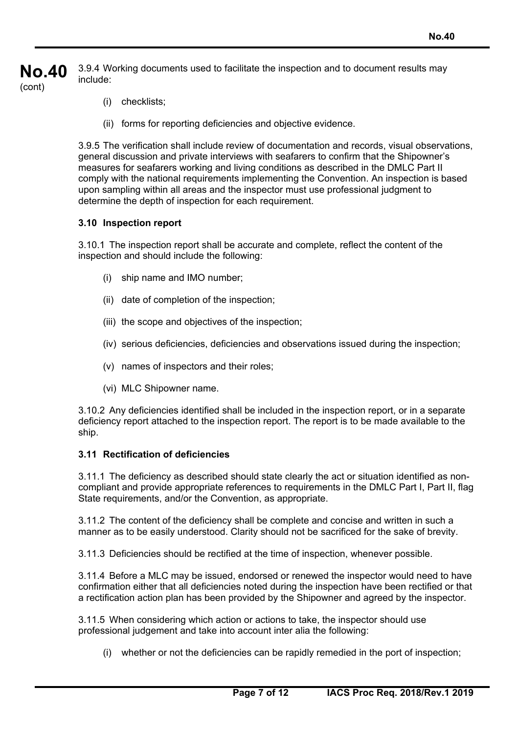3.9.4 Working documents used to facilitate the inspection and to document results may include:

(i) checklists;

(ii) forms for reporting deficiencies and objective evidence.

3.9.5 The verification shall include review of documentation and records, visual observations, general discussion and private interviews with seafarers to confirm that the Shipowner's measures for seafarers working and living conditions as described in the DMLC Part II comply with the national requirements implementing the Convention. An inspection is based upon sampling within all areas and the inspector must use professional judgment to determine the depth of inspection for each requirement.

### 3.10 Inspection report

3.10.1 The inspection report shall be accurate and complete, reflect the content of the inspection and should include the following:

(i) ship name and IMO number;

(ii) date of completion of the inspection;

(iii) the scope and objectives of the inspection;

(iv) serious deficiencies, deficiencies and observations issued during the inspection;

(v) names of inspectors and their roles;

(vi) MLC Shipowner name.

3.10.2 Any deficiencies identified shall be included in the inspection report, or in a separate deficiency report attached to the inspection report. The report is to be made available to the ship.

### 3.11 Rectification of deficiencies

3.11.1 The deficiency as described should state clearly the act or situation identified as non-compliant and provide appropriate references to requirements in the DMLC Part I, Part II, flag State requirements, and/or the Convention, as appropriate.

3.11.2 The content of the deficiency shall be complete and concise and written in such a manner as to be easily understood. Clarity should not be sacrificed for the sake of brevity.

3.11.3 Deficiencies should be rectified at the time of inspection, whenever possible.

3.11.4 Before a MLC may be issued, endorsed or renewed the inspector would need to have confirmation either that all deficiencies noted during the inspection have been rectified or that a rectification action plan has been provided by the Shipowner and agreed by the inspector.

3.11.5 When considering which action or actions to take, the inspector should use professional judgement and take into account inter alia the following:

(i) whether or not the deficiencies can be rapidly remedied in the port of inspection;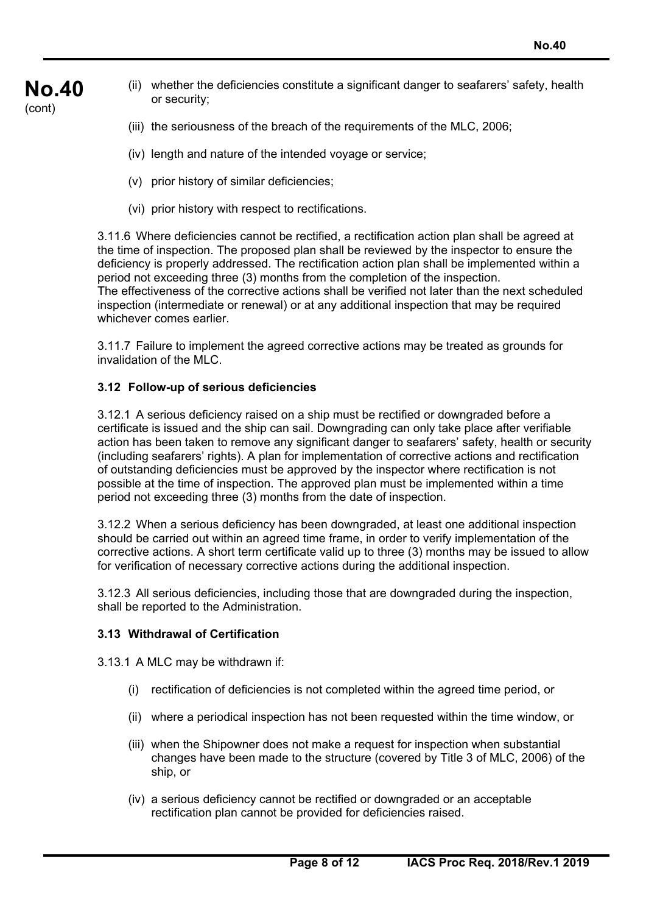(ii) whether the deficiencies constitute a significant danger to seafarers' safety, health or security;

(iii) the seriousness of the breach of the requirements of the MLC, 2006;

(iv) length and nature of the intended voyage or service;

(v) prior history of similar deficiencies;

(vi) prior history with respect to rectifications.

3.11.6 Where deficiencies cannot be rectified, a rectification action plan shall be agreed at the time of inspection. The proposed plan shall be reviewed by the inspector to ensure the deficiency is properly addressed. The rectification action plan shall be implemented within a period not exceeding three (3) months from the completion of the inspection.
The effectiveness of the corrective actions shall be verified not later than the next scheduled inspection (intermediate or renewal) or at any additional inspection that may be required whichever comes earlier.

3.11.7 Failure to implement the agreed corrective actions may be treated as grounds for invalidation of the MLC.

### 3.12 Follow-up of serious deficiencies

3.12.1 A serious deficiency raised on a ship must be rectified or downgraded before a certificate is issued and the ship can sail. Downgrading can only take place after verifiable action has been taken to remove any significant danger to seafarers' safety, health or security (including seafarers' rights). A plan for implementation of corrective actions and rectification of outstanding deficiencies must be approved by the inspector where rectification is not possible at the time of inspection. The approved plan must be implemented within a time period not exceeding three (3) months from the date of inspection.

3.12.2 When a serious deficiency has been downgraded, at least one additional inspection should be carried out within an agreed time frame, in order to verify implementation of the corrective actions. A short term certificate valid up to three (3) months may be issued to allow for verification of necessary corrective actions during the additional inspection.

3.12.3 All serious deficiencies, including those that are downgraded during the inspection, shall be reported to the Administration.

### 3.13 Withdrawal of Certification

3.13.1 A MLC may be withdrawn if:

(i) rectification of deficiencies is not completed within the agreed time period, or

(ii) where a periodical inspection has not been requested within the time window, or

(iii) when the Shipowner does not make a request for inspection when substantial changes have been made to the structure (covered by Title 3 of MLC, 2006) of the ship, or

(iv) a serious deficiency cannot be rectified or downgraded or an acceptable rectification plan cannot be provided for deficiencies raised.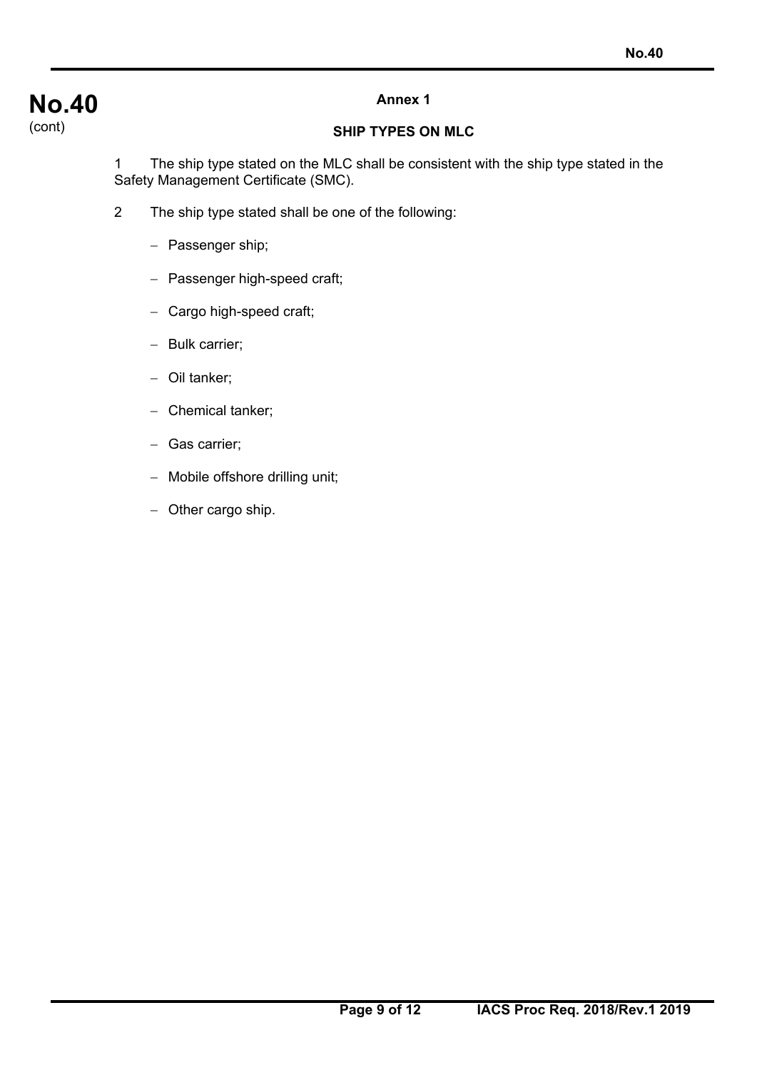## Annex 1

### SHIP TYPES ON MLC

1 The ship type stated on the MLC shall be consistent with the ship type stated in the Safety Management Certificate (SMC).

2 The ship type stated shall be one of the following:

- Passenger ship;
- Passenger high-speed craft;
- Cargo high-speed craft;
- Bulk carrier;
- Oil tanker;
- Chemical tanker;
- Gas carrier;
- Mobile offshore drilling unit;
- Other cargo ship.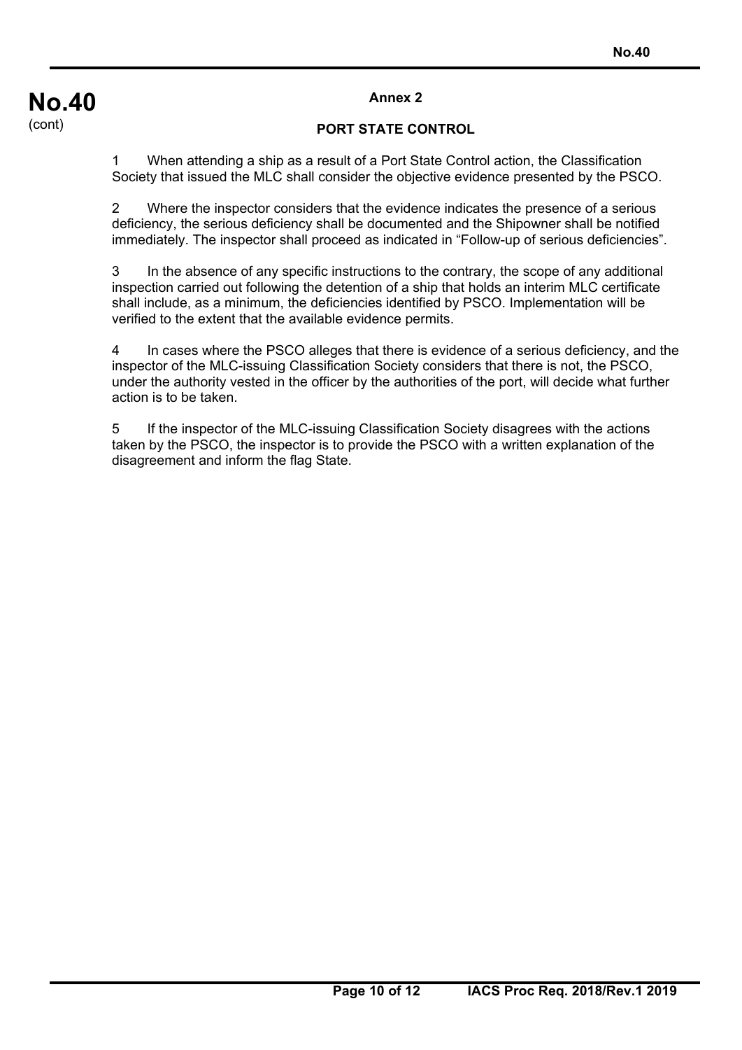## Annex 2

### PORT STATE CONTROL

1 When attending a ship as a result of a Port State Control action, the Classification Society that issued the MLC shall consider the objective evidence presented by the PSCO.

2 Where the inspector considers that the evidence indicates the presence of a serious deficiency, the serious deficiency shall be documented and the Shipowner shall be notified immediately. The inspector shall proceed as indicated in "Follow-up of serious deficiencies".

3 In the absence of any specific instructions to the contrary, the scope of any additional inspection carried out following the detention of a ship that holds an interim MLC certificate shall include, as a minimum, the deficiencies identified by PSCO. Implementation will be verified to the extent that the available evidence permits.

4 In cases where the PSCO alleges that there is evidence of a serious deficiency, and the inspector of the MLC-issuing Classification Society considers that there is not, the PSCO, under the authority vested in the officer by the authorities of the port, will decide what further action is to be taken.

5 If the inspector of the MLC-issuing Classification Society disagrees with the actions taken by the PSCO, the inspector is to provide the PSCO with a written explanation of the disagreement and inform the flag State.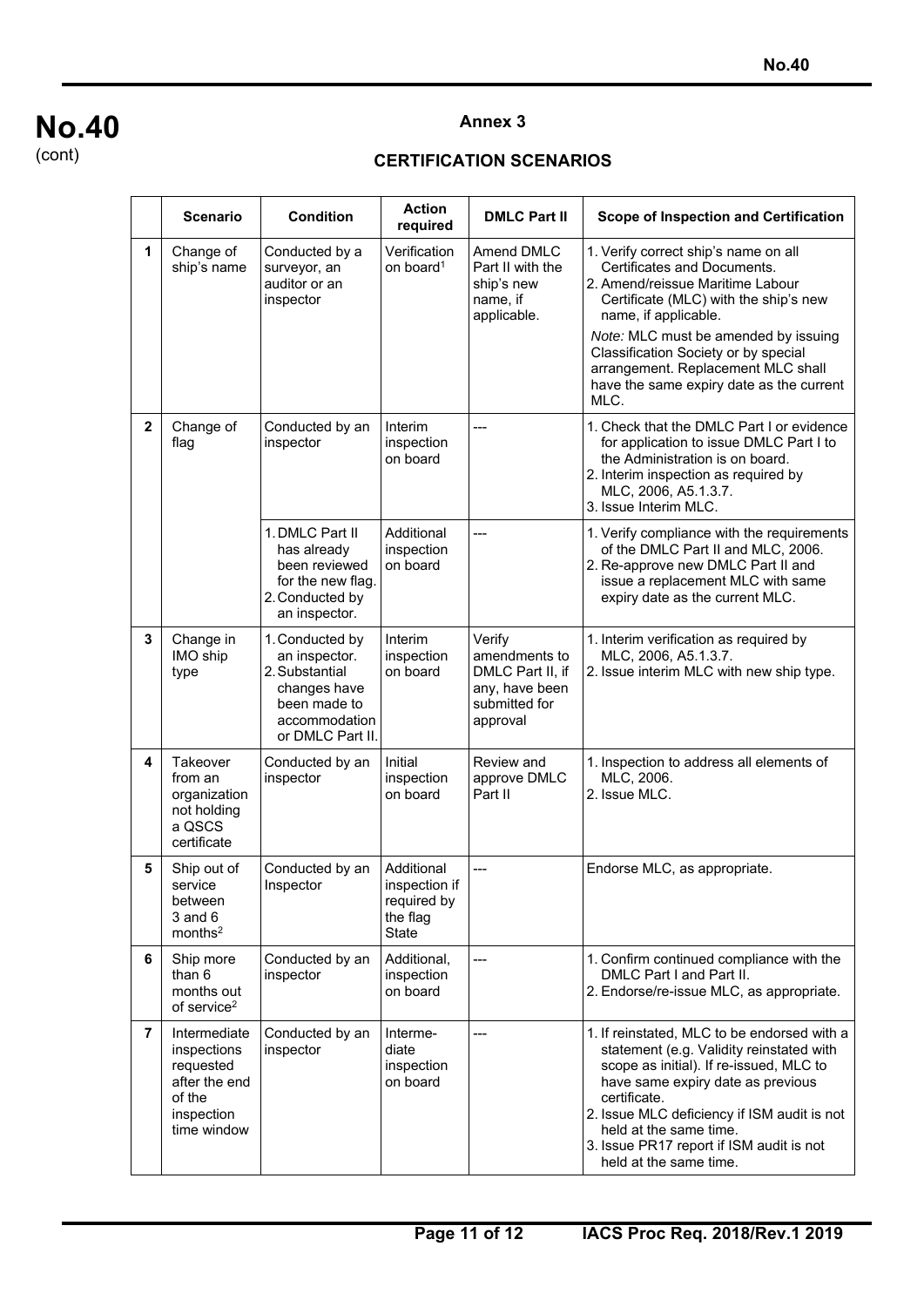## Annex 3

## CERTIFICATION SCENARIOS

| | Scenario | Condition | Action required | DMLC Part II | Scope of Inspection and Certification |
|---|---|---|---|---|---|
| 1 | Change of ship's name | Conducted by a surveyor, an auditor or an inspector | Verification on board[1] | Amend DMLC Part II with the ship's new name, if applicable. | 1. Verify correct ship's name on all Certificates and Documents.<br>2. Amend/reissue Maritime Labour Certificate (MLC) with the ship's new name, if applicable.<br>*Note:* MLC must be amended by issuing Classification Society or by special arrangement. Replacement MLC shall have the same expiry date as the current MLC. |
| 2 | Change of flag | Conducted by an inspector | Interim inspection on board | --- | 1. Check that the DMLC Part I or evidence for application to issue DMLC Part I to the Administration is on board.<br>2. Interim inspection as required by MLC, 2006, A5.1.3.7.<br>3. Issue Interim MLC. |
| | | 1. DMLC Part II has already been reviewed for the new flag.<br>2. Conducted by an inspector. | Additional inspection on board | --- | 1. Verify compliance with the requirements of the DMLC Part II and MLC, 2006.<br>2. Re-approve new DMLC Part II and issue a replacement MLC with same expiry date as the current MLC. |
| 3 | Change in IMO ship type | 1. Conducted by an inspector.<br>2. Substantial changes have been made to accommodation or DMLC Part II. | Interim inspection on board | Verify amendments to DMLC Part II, if any, have been submitted for approval | 1. Interim verification as required by MLC, 2006, A5.1.3.7.<br>2. Issue interim MLC with new ship type. |
| 4 | Takeover from an organization not holding a QSCS certificate | Conducted by an inspector | Initial inspection on board | Review and approve DMLC Part II | 1. Inspection to address all elements of MLC, 2006.<br>2. Issue MLC. |
| 5 | Ship out of service between 3 and 6 months[2] | Conducted by an Inspector | Additional inspection if required by the flag State | --- | Endorse MLC, as appropriate. |
| 6 | Ship more than 6 months out of service[2] | Conducted by an inspector | Additional, inspection on board | --- | 1. Confirm continued compliance with the DMLC Part I and Part II.<br>2. Endorse/re-issue MLC, as appropriate. |
| 7 | Intermediate inspections requested after the end of the inspection time window | Conducted by an inspector | Intermediate inspection on board | --- | 1. If reinstated, MLC to be endorsed with a statement (e.g. Validity reinstated with scope as initial). If re-issued, MLC to have same expiry date as previous certificate.<br>2. Issue MLC deficiency if ISM audit is not held at the same time.<br>3. Issue PR17 report if ISM audit is not held at the same time. |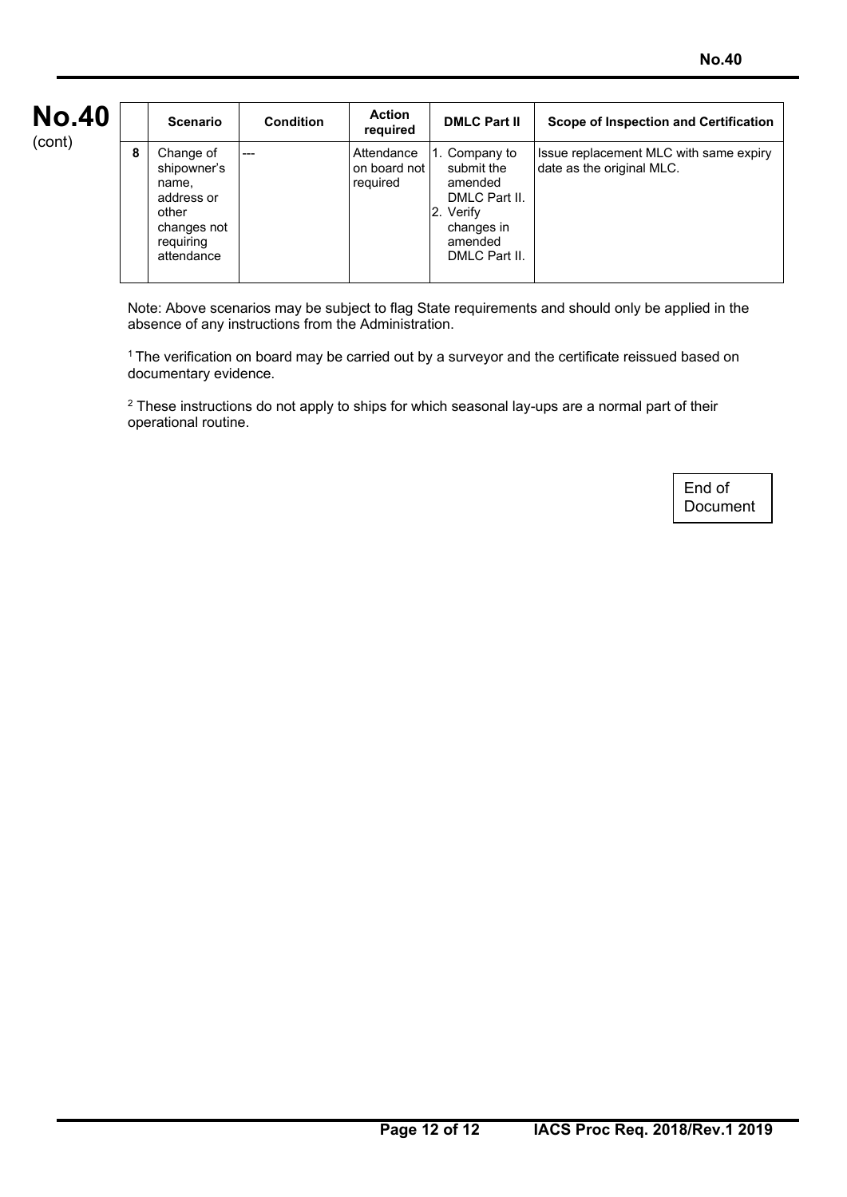**No.40** (cont)

| | Scenario | Condition | Action required | DMLC Part II | Scope of Inspection and Certification |
|---|---|---|---|---|---|
| 8 | Change of shipowner's name, address or other changes not requiring attendance | --- | Attendance on board not required | 1. Company to submit the amended DMLC Part II. 2. Verify changes in amended DMLC Part II. | Issue replacement MLC with same expiry date as the original MLC. |

Note: Above scenarios may be subject to flag State requirements and should only be applied in the absence of any instructions from the Administration.

[1] The verification on board may be carried out by a surveyor and the certificate reissued based on documentary evidence.

[2] These instructions do not apply to ships for which seasonal lay-ups are a normal part of their operational routine.

End of Document